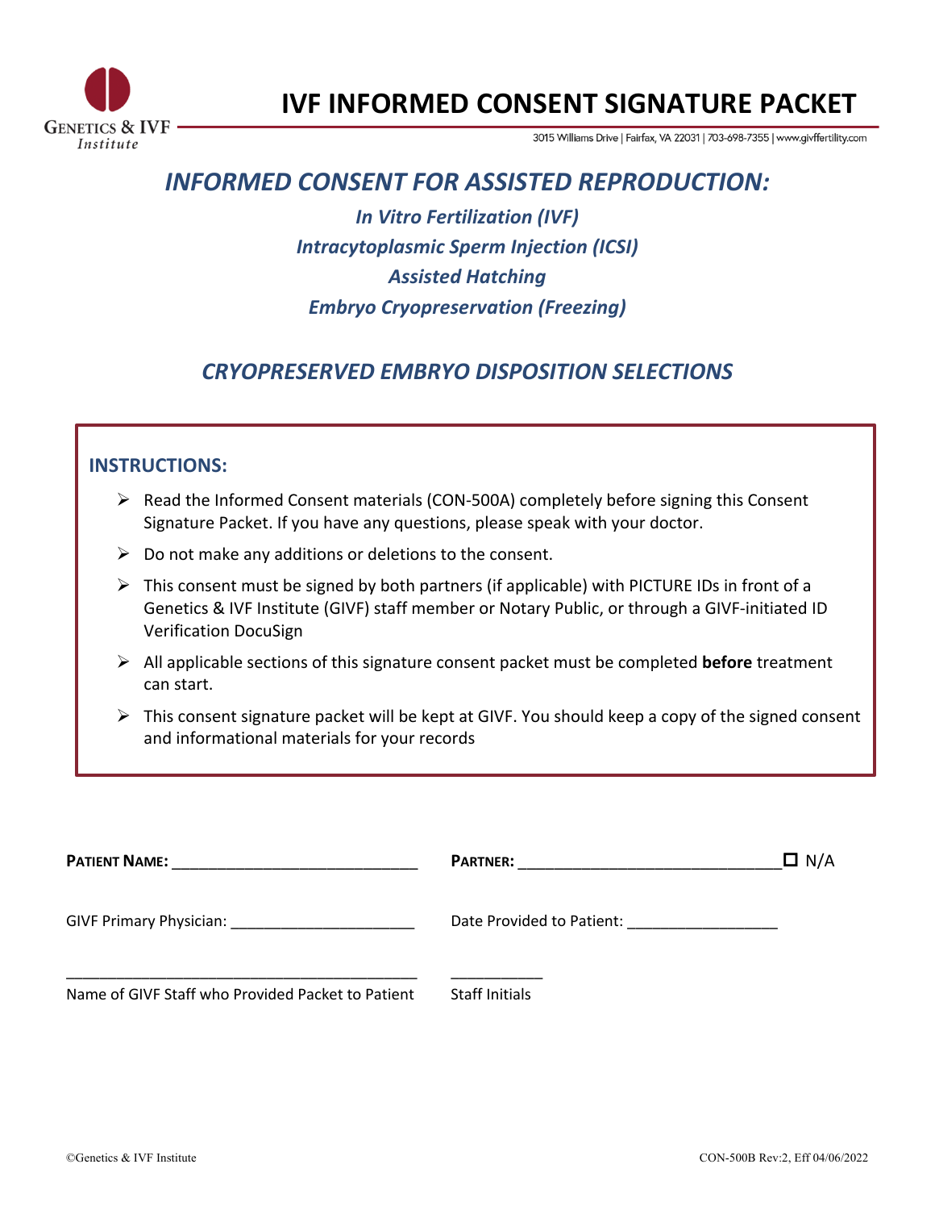Genetics & IVF Institute

# IVF INFORMED CONSENT SIGNATURE PACKET

3015 Williams Drive | Fairfax, VA 22031 | 703-698-7355 | www.givffertility.com

## *INFORMED CONSENT FOR ASSISTED REPRODUCTION:*

***In Vitro Fertilization (IVF)***

***Intracytoplasmic Sperm Injection (ICSI)***

***Assisted Hatching***

***Embryo Cryopreservation (Freezing)***

## *CRYOPRESERVED EMBRYO DISPOSITION SELECTIONS*

### INSTRUCTIONS:

- Read the Informed Consent materials (CON-500A) completely before signing this Consent Signature Packet. If you have any questions, please speak with your doctor.
- Do not make any additions or deletions to the consent.
- This consent must be signed by both partners (if applicable) with PICTURE IDs in front of a Genetics & IVF Institute (GIVF) staff member or Notary Public, or through a GIVF-initiated ID Verification DocuSign
- All applicable sections of this signature consent packet must be completed **before** treatment can start.
- This consent signature packet will be kept at GIVF. You should keep a copy of the signed consent and informational materials for your records

**PATIENT NAME:** ____________________________ **PARTNER:** ______________________________ ☐ N/A

GIVF Primary Physician: _____________________ Date Provided to Patient: _________________

________________________________________ __________

Name of GIVF Staff who Provided Packet to Patient Staff Initials

©Genetics & IVF Institute CON-500B Rev:2, Eff 04/06/2022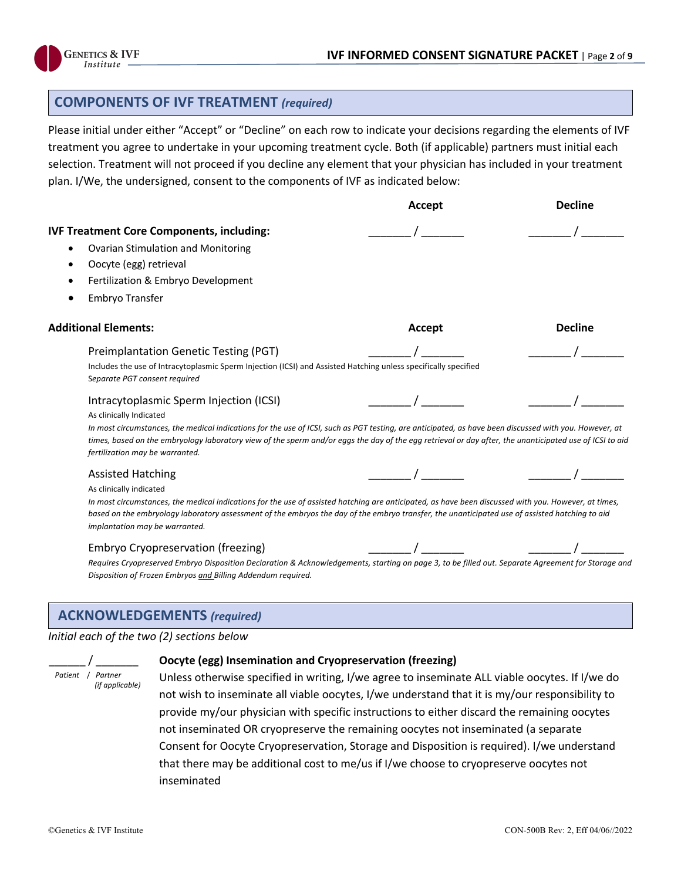## COMPONENTS OF IVF TREATMENT *(required)*

Please initial under either "Accept" or "Decline" on each row to indicate your decisions regarding the elements of IVF treatment you agree to undertake in your upcoming treatment cycle. Both (if applicable) partners must initial each selection. Treatment will not proceed if you decline any element that your physician has included in your treatment plan. I/We, the undersigned, consent to the components of IVF as indicated below:

| | Accept | Decline |
|---|---|---|
| **IVF Treatment Core Components, including:**<br>• Ovarian Stimulation and Monitoring<br>• Oocyte (egg) retrieval<br>• Fertilization & Embryo Development<br>• Embryo Transfer | _______ / _______ | _______ / _______ |

| **Additional Elements:** | Accept | Decline |
|---|---|---|
| Preimplantation Genetic Testing (PGT)<br>Includes the use of Intracytoplasmic Sperm Injection (ICSI) and Assisted Hatching unless specifically specified<br>*Separate PGT consent required* | _______ / _______ | _______ / _______ |
| Intracytoplasmic Sperm Injection (ICSI)<br>As clinically Indicated<br>*In most circumstances, the medical indications for the use of ICSI, such as PGT testing, are anticipated, as have been discussed with you. However, at times, based on the embryology laboratory view of the sperm and/or eggs the day of the egg retrieval or day after, the unanticipated use of ICSI to aid fertilization may be warranted.* | _______ / _______ | _______ / _______ |
| Assisted Hatching<br>As clinically indicated<br>*In most circumstances, the medical indications for the use of assisted hatching are anticipated, as have been discussed with you. However, at times, based on the embryology laboratory assessment of the embryos the day of the embryo transfer, the unanticipated use of assisted hatching to aid implantation may be warranted.* | _______ / _______ | _______ / _______ |
| Embryo Cryopreservation (freezing)<br>*Requires Cryopreserved Embryo Disposition Declaration & Acknowledgements, starting on page 3, to be filled out. Separate Agreement for Storage and Disposition of Frozen Embryos and Billing Addendum required.* | _______ / _______ | _______ / _______ |

## ACKNOWLEDGEMENTS *(required)*

*Initial each of the two (2) sections below*

______ / _______
*Patient / Partner (if applicable)*

**Oocyte (egg) Insemination and Cryopreservation (freezing)**

Unless otherwise specified in writing, I/we agree to inseminate ALL viable oocytes. If I/we do not wish to inseminate all viable oocytes, I/we understand that it is my/our responsibility to provide my/our physician with specific instructions to either discard the remaining oocytes not inseminated OR cryopreserve the remaining oocytes not inseminated (a separate Consent for Oocyte Cryopreservation, Storage and Disposition is required). I/we understand that there may be additional cost to me/us if I/we choose to cryopreserve oocytes not inseminated

©Genetics & IVF Institute CON-500B Rev: 2, Eff 04/06//2022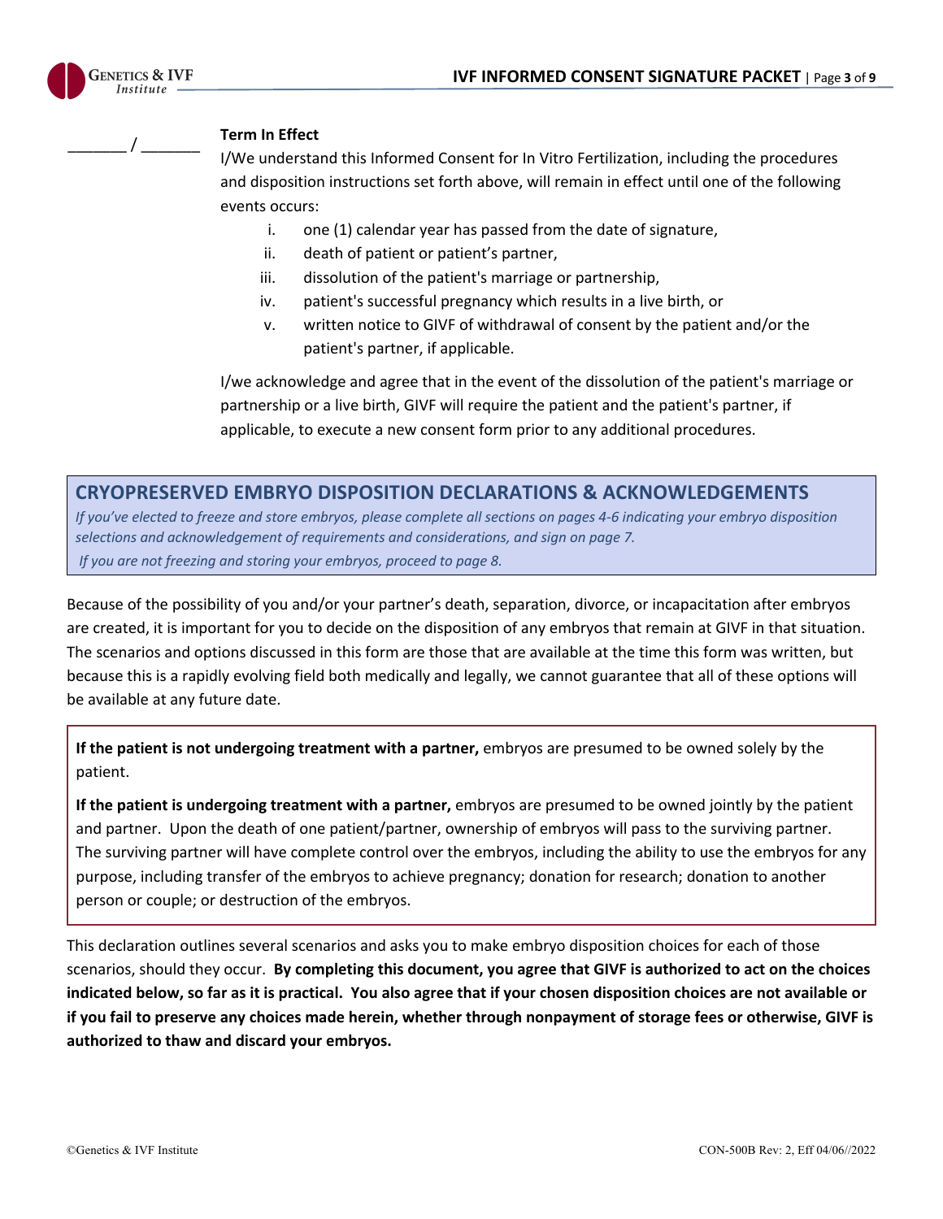_______ / _______

**Term In Effect**

I/We understand this Informed Consent for In Vitro Fertilization, including the procedures and disposition instructions set forth above, will remain in effect until one of the following events occurs:

i. one (1) calendar year has passed from the date of signature,
ii. death of patient or patient's partner,
iii. dissolution of the patient's marriage or partnership,
iv. patient's successful pregnancy which results in a live birth, or
v. written notice to GIVF of withdrawal of consent by the patient and/or the patient's partner, if applicable.

I/we acknowledge and agree that in the event of the dissolution of the patient's marriage or partnership or a live birth, GIVF will require the patient and the patient's partner, if applicable, to execute a new consent form prior to any additional procedures.

## CRYOPRESERVED EMBRYO DISPOSITION DECLARATIONS & ACKNOWLEDGEMENTS

*If you've elected to freeze and store embryos, please complete all sections on pages 4-6 indicating your embryo disposition selections and acknowledgement of requirements and considerations, and sign on page 7.*

*If you are not freezing and storing your embryos, proceed to page 8.*

Because of the possibility of you and/or your partner's death, separation, divorce, or incapacitation after embryos are created, it is important for you to decide on the disposition of any embryos that remain at GIVF in that situation. The scenarios and options discussed in this form are those that are available at the time this form was written, but because this is a rapidly evolving field both medically and legally, we cannot guarantee that all of these options will be available at any future date.

**If the patient is not undergoing treatment with a partner,** embryos are presumed to be owned solely by the patient.

**If the patient is undergoing treatment with a partner,** embryos are presumed to be owned jointly by the patient and partner. Upon the death of one patient/partner, ownership of embryos will pass to the surviving partner. The surviving partner will have complete control over the embryos, including the ability to use the embryos for any purpose, including transfer of the embryos to achieve pregnancy; donation for research; donation to another person or couple; or destruction of the embryos.

This declaration outlines several scenarios and asks you to make embryo disposition choices for each of those scenarios, should they occur. **By completing this document, you agree that GIVF is authorized to act on the choices indicated below, so far as it is practical. You also agree that if your chosen disposition choices are not available or if you fail to preserve any choices made herein, whether through nonpayment of storage fees or otherwise, GIVF is authorized to thaw and discard your embryos.**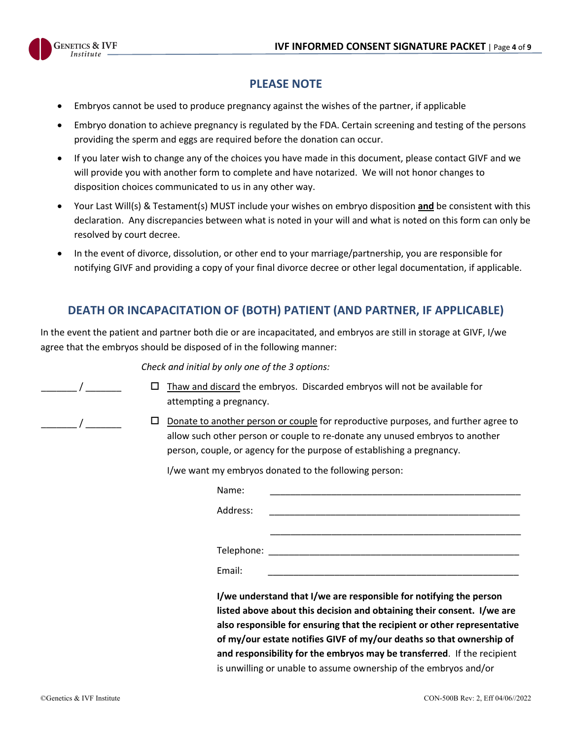## PLEASE NOTE

- Embryos cannot be used to produce pregnancy against the wishes of the partner, if applicable
- Embryo donation to achieve pregnancy is regulated by the FDA. Certain screening and testing of the persons providing the sperm and eggs are required before the donation can occur.
- If you later wish to change any of the choices you have made in this document, please contact GIVF and we will provide you with another form to complete and have notarized. We will not honor changes to disposition choices communicated to us in any other way.
- Your Last Will(s) & Testament(s) MUST include your wishes on embryo disposition **and** be consistent with this declaration. Any discrepancies between what is noted in your will and what is noted on this form can only be resolved by court decree.
- In the event of divorce, dissolution, or other end to your marriage/partnership, you are responsible for notifying GIVF and providing a copy of your final divorce decree or other legal documentation, if applicable.

## DEATH OR INCAPACITATION OF (BOTH) PATIENT (AND PARTNER, IF APPLICABLE)

In the event the patient and partner both die or are incapacitated, and embryos are still in storage at GIVF, I/we agree that the embryos should be disposed of in the following manner:

*Check and initial by only one of the 3 options:*

_______ / _______ ☐ Thaw and discard the embryos. Discarded embryos will not be available for attempting a pregnancy.

_______ / _______ ☐ Donate to another person or couple for reproductive purposes, and further agree to allow such other person or couple to re-donate any unused embryos to another person, couple, or agency for the purpose of establishing a pregnancy.

I/we want my embryos donated to the following person:

Name: ___________________________________________________

Address: ___________________________________________________

___________________________________________________

Telephone: ___________________________________________________

Email: ___________________________________________________

**I/we understand that I/we are responsible for notifying the person listed above about this decision and obtaining their consent. I/we are also responsible for ensuring that the recipient or other representative of my/our estate notifies GIVF of my/our deaths so that ownership of and responsibility for the embryos may be transferred**. If the recipient is unwilling or unable to assume ownership of the embryos and/or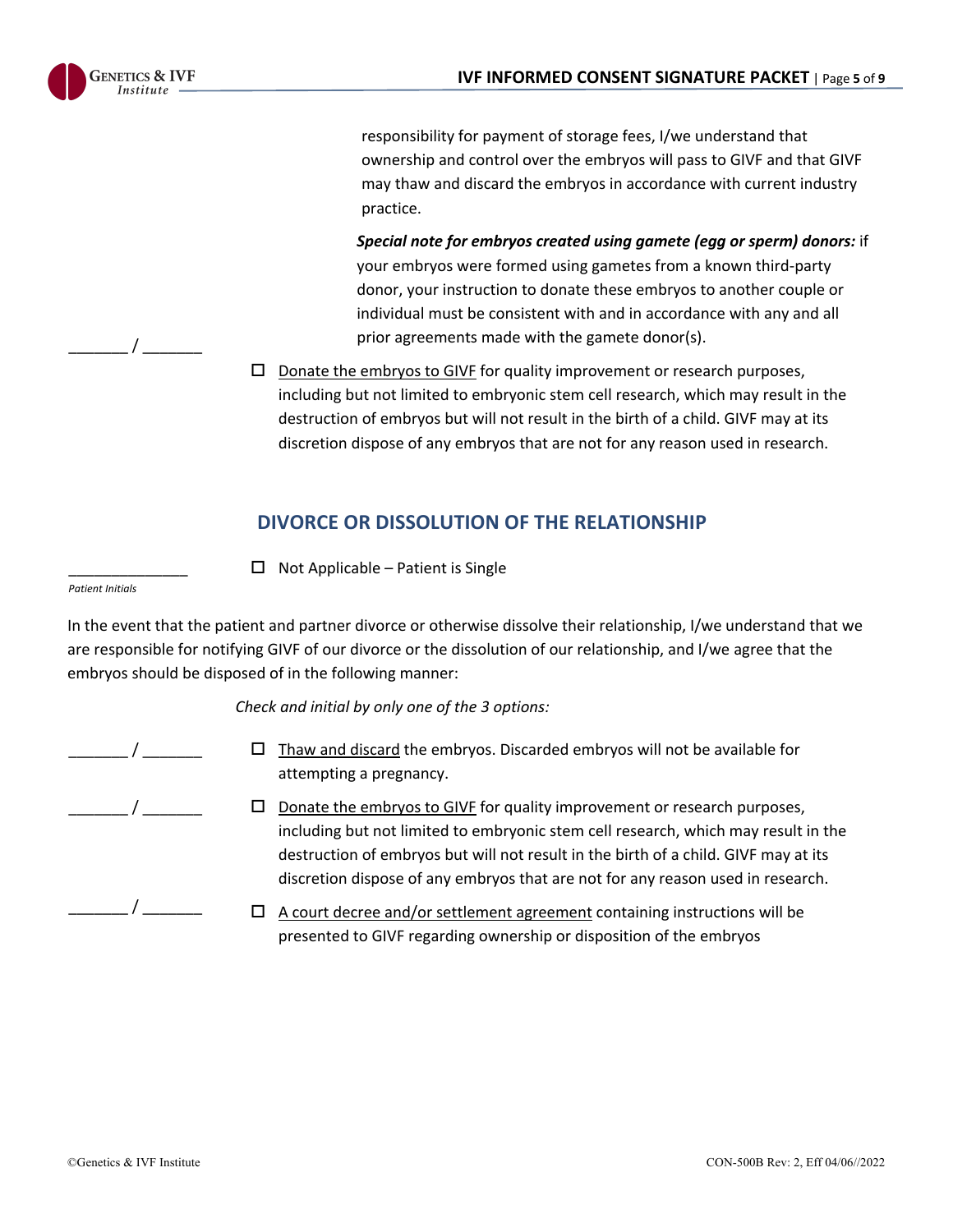responsibility for payment of storage fees, I/we understand that ownership and control over the embryos will pass to GIVF and that GIVF may thaw and discard the embryos in accordance with current industry practice.

***Special note for embryos created using gamete (egg or sperm) donors:*** if your embryos were formed using gametes from a known third-party donor, your instruction to donate these embryos to another couple or individual must be consistent with and in accordance with any and all prior agreements made with the gamete donor(s).

_______ / _______ ☐ Donate the embryos to GIVF for quality improvement or research purposes, including but not limited to embryonic stem cell research, which may result in the destruction of embryos but will not result in the birth of a child. GIVF may at its discretion dispose of any embryos that are not for any reason used in research.

## DIVORCE OR DISSOLUTION OF THE RELATIONSHIP

______________ ☐ Not Applicable – Patient is Single

*Patient Initials*

In the event that the patient and partner divorce or otherwise dissolve their relationship, I/we understand that we are responsible for notifying GIVF of our divorce or the dissolution of our relationship, and I/we agree that the embryos should be disposed of in the following manner:

*Check and initial by only one of the 3 options:*

_______ / _______ ☐ Thaw and discard the embryos. Discarded embryos will not be available for attempting a pregnancy.

_______ / _______ ☐ Donate the embryos to GIVF for quality improvement or research purposes, including but not limited to embryonic stem cell research, which may result in the destruction of embryos but will not result in the birth of a child. GIVF may at its discretion dispose of any embryos that are not for any reason used in research.

_______ / _______ ☐ A court decree and/or settlement agreement containing instructions will be presented to GIVF regarding ownership or disposition of the embryos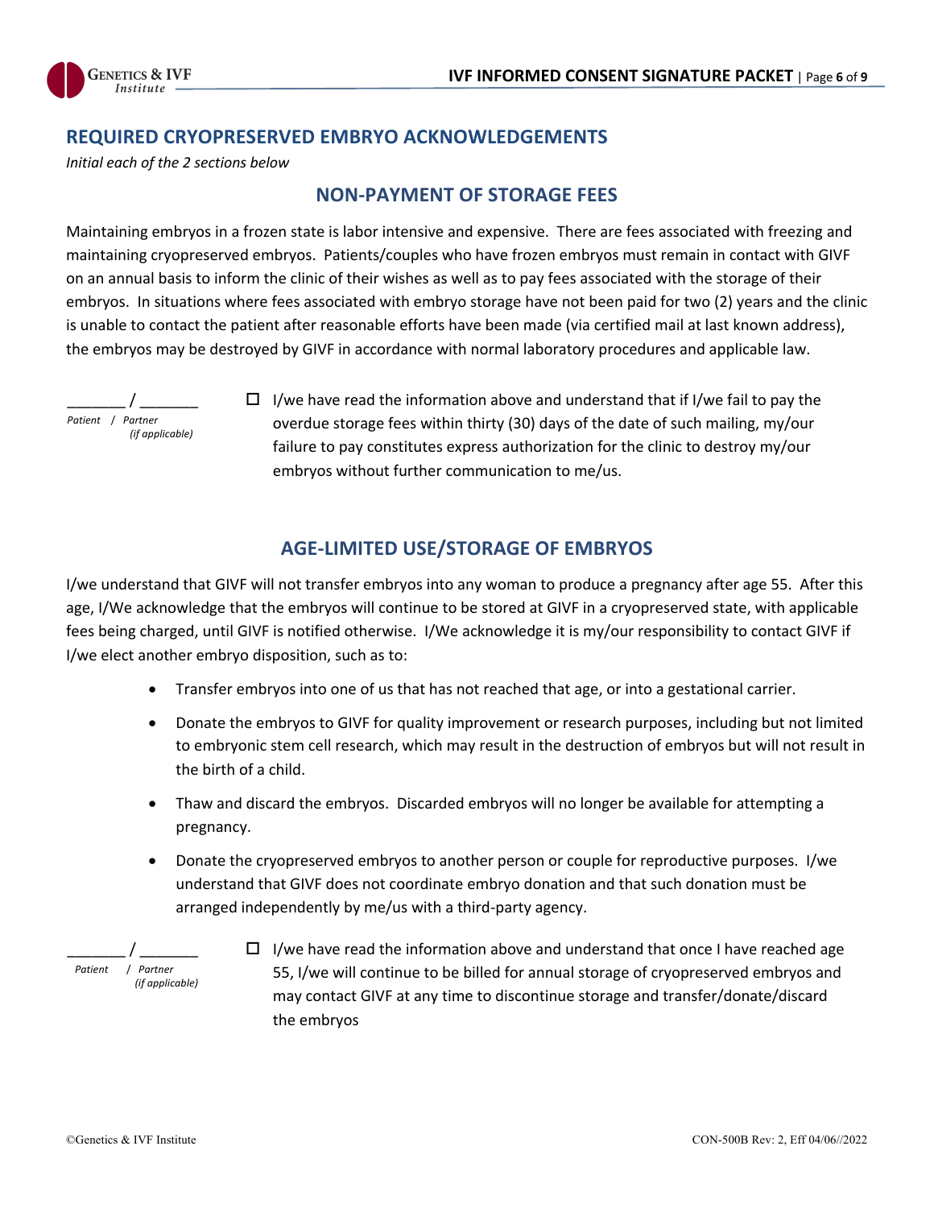## REQUIRED CRYOPRESERVED EMBRYO ACKNOWLEDGEMENTS

*Initial each of the 2 sections below*

### NON-PAYMENT OF STORAGE FEES

Maintaining embryos in a frozen state is labor intensive and expensive. There are fees associated with freezing and maintaining cryopreserved embryos. Patients/couples who have frozen embryos must remain in contact with GIVF on an annual basis to inform the clinic of their wishes as well as to pay fees associated with the storage of their embryos. In situations where fees associated with embryo storage have not been paid for two (2) years and the clinic is unable to contact the patient after reasonable efforts have been made (via certified mail at last known address), the embryos may be destroyed by GIVF in accordance with normal laboratory procedures and applicable law.

_______ / _______
*Patient / Partner (if applicable)*

☐ I/we have read the information above and understand that if I/we fail to pay the overdue storage fees within thirty (30) days of the date of such mailing, my/our failure to pay constitutes express authorization for the clinic to destroy my/our embryos without further communication to me/us.

### AGE-LIMITED USE/STORAGE OF EMBRYOS

I/we understand that GIVF will not transfer embryos into any woman to produce a pregnancy after age 55. After this age, I/We acknowledge that the embryos will continue to be stored at GIVF in a cryopreserved state, with applicable fees being charged, until GIVF is notified otherwise. I/We acknowledge it is my/our responsibility to contact GIVF if I/we elect another embryo disposition, such as to:

- Transfer embryos into one of us that has not reached that age, or into a gestational carrier.
- Donate the embryos to GIVF for quality improvement or research purposes, including but not limited to embryonic stem cell research, which may result in the destruction of embryos but will not result in the birth of a child.
- Thaw and discard the embryos. Discarded embryos will no longer be available for attempting a pregnancy.
- Donate the cryopreserved embryos to another person or couple for reproductive purposes. I/we understand that GIVF does not coordinate embryo donation and that such donation must be arranged independently by me/us with a third-party agency.

_______ / _______
*Patient / Partner (if applicable)*

☐ I/we have read the information above and understand that once I have reached age 55, I/we will continue to be billed for annual storage of cryopreserved embryos and may contact GIVF at any time to discontinue storage and transfer/donate/discard the embryos

©Genetics & IVF Institute CON-500B Rev: 2, Eff 04/06//2022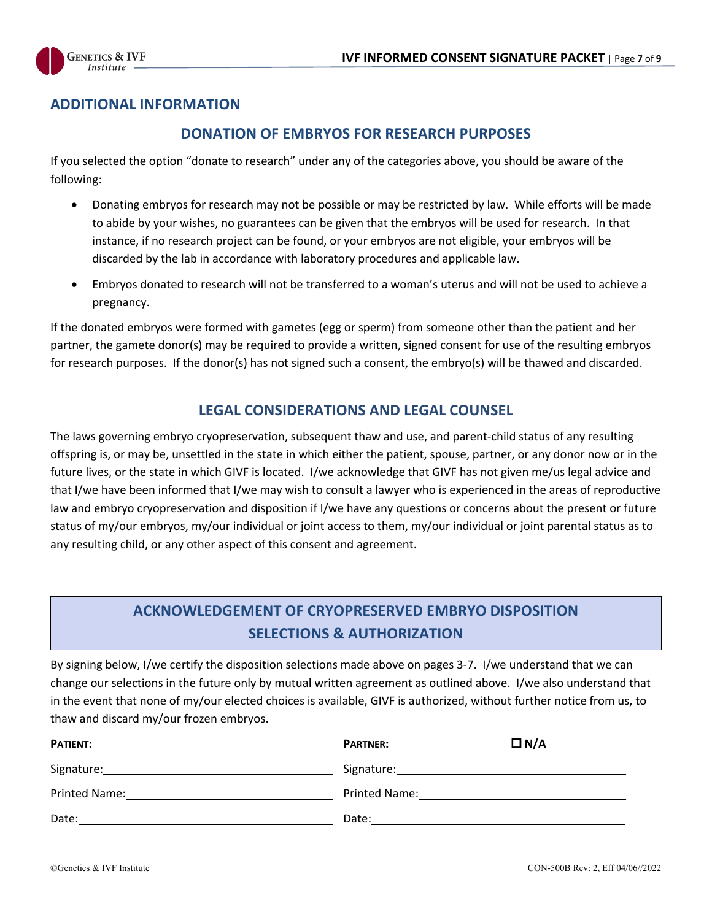## ADDITIONAL INFORMATION

### DONATION OF EMBRYOS FOR RESEARCH PURPOSES

If you selected the option "donate to research" under any of the categories above, you should be aware of the following:

- Donating embryos for research may not be possible or may be restricted by law. While efforts will be made to abide by your wishes, no guarantees can be given that the embryos will be used for research. In that instance, if no research project can be found, or your embryos are not eligible, your embryos will be discarded by the lab in accordance with laboratory procedures and applicable law.
- Embryos donated to research will not be transferred to a woman's uterus and will not be used to achieve a pregnancy.

If the donated embryos were formed with gametes (egg or sperm) from someone other than the patient and her partner, the gamete donor(s) may be required to provide a written, signed consent for use of the resulting embryos for research purposes. If the donor(s) has not signed such a consent, the embryo(s) will be thawed and discarded.

### LEGAL CONSIDERATIONS AND LEGAL COUNSEL

The laws governing embryo cryopreservation, subsequent thaw and use, and parent-child status of any resulting offspring is, or may be, unsettled in the state in which either the patient, spouse, partner, or any donor now or in the future lives, or the state in which GIVF is located. I/we acknowledge that GIVF has not given me/us legal advice and that I/we have been informed that I/we may wish to consult a lawyer who is experienced in the areas of reproductive law and embryo cryopreservation and disposition if I/we have any questions or concerns about the present or future status of my/our embryos, my/our individual or joint access to them, my/our individual or joint parental status as to any resulting child, or any other aspect of this consent and agreement.

## ACKNOWLEDGEMENT OF CRYOPRESERVED EMBRYO DISPOSITION SELECTIONS & AUTHORIZATION

By signing below, I/we certify the disposition selections made above on pages 3-7. I/we understand that we can change our selections in the future only by mutual written agreement as outlined above. I/we also understand that in the event that none of my/our elected choices is available, GIVF is authorized, without further notice from us, to thaw and discard my/our frozen embryos.

| **PATIENT:** | **PARTNER:** ☐ **N/A** |
|---|---|
| Signature: ______________________ | Signature: ______________________ |
| Printed Name: ______________________ | Printed Name: ______________________ |
| Date: ______________________ | Date: ______________________ |

©Genetics & IVF Institute — CON-500B Rev: 2, Eff 04/06//2022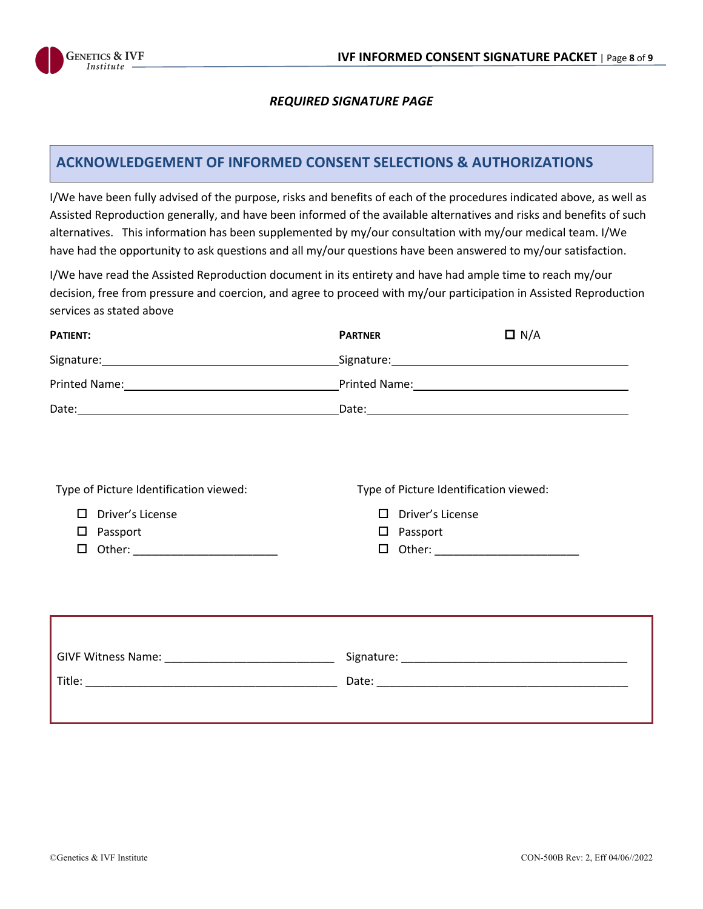*REQUIRED SIGNATURE PAGE*

## ACKNOWLEDGEMENT OF INFORMED CONSENT SELECTIONS & AUTHORIZATIONS

I/We have been fully advised of the purpose, risks and benefits of each of the procedures indicated above, as well as Assisted Reproduction generally, and have been informed of the available alternatives and risks and benefits of such alternatives. This information has been supplemented by my/our consultation with my/our medical team. I/We have had the opportunity to ask questions and all my/our questions have been answered to my/our satisfaction.

I/We have read the Assisted Reproduction document in its entirety and have had ample time to reach my/our decision, free from pressure and coercion, and agree to proceed with my/our participation in Assisted Reproduction services as stated above

| **PATIENT:** | **PARTNER** ☐ N/A |
|---|---|
| Signature: ____________________ | Signature: ____________________ |
| Printed Name: ____________________ | Printed Name: ____________________ |
| Date: ____________________ | Date: ____________________ |

Type of Picture Identification viewed:

- ☐ Driver's License
- ☐ Passport
- ☐ Other: _______________________

Type of Picture Identification viewed:

- ☐ Driver's License
- ☐ Passport
- ☐ Other: _______________________

GIVF Witness Name: ___________________________ Signature: ___________________________

Title: ___________________________ Date: ___________________________

©Genetics & IVF Institute

CON-500B Rev: 2, Eff 04/06//2022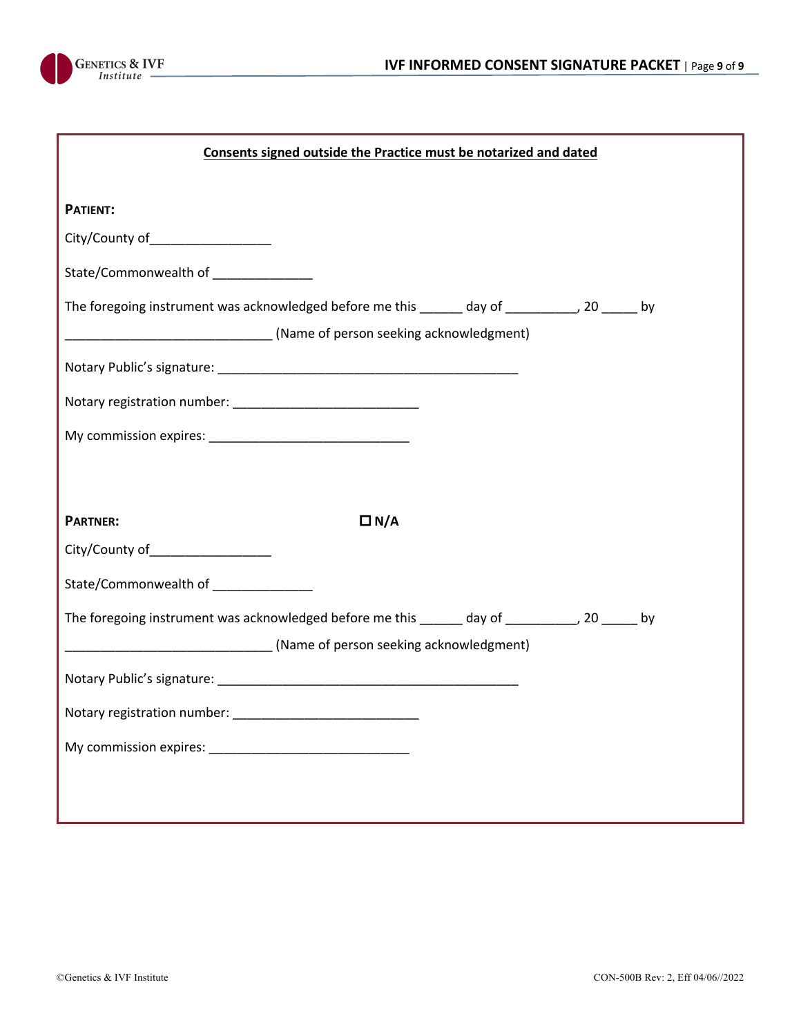**Consents signed outside the Practice must be notarized and dated**

**PATIENT:**

City/County of_________________

State/Commonwealth of ______________

The foregoing instrument was acknowledged before me this ______ day of __________, 20 _____ by

______________________________ (Name of person seeking acknowledgment)

Notary Public's signature: ____________________________________________

Notary registration number: ___________________________

My commission expires: _____________________________

**PARTNER:** ☐ **N/A**

City/County of_________________

State/Commonwealth of ______________

The foregoing instrument was acknowledged before me this ______ day of __________, 20 _____ by

______________________________ (Name of person seeking acknowledgment)

Notary Public's signature: ____________________________________________

Notary registration number: ___________________________

My commission expires: _____________________________

©Genetics & IVF Institute CON-500B Rev: 2, Eff 04/06//2022